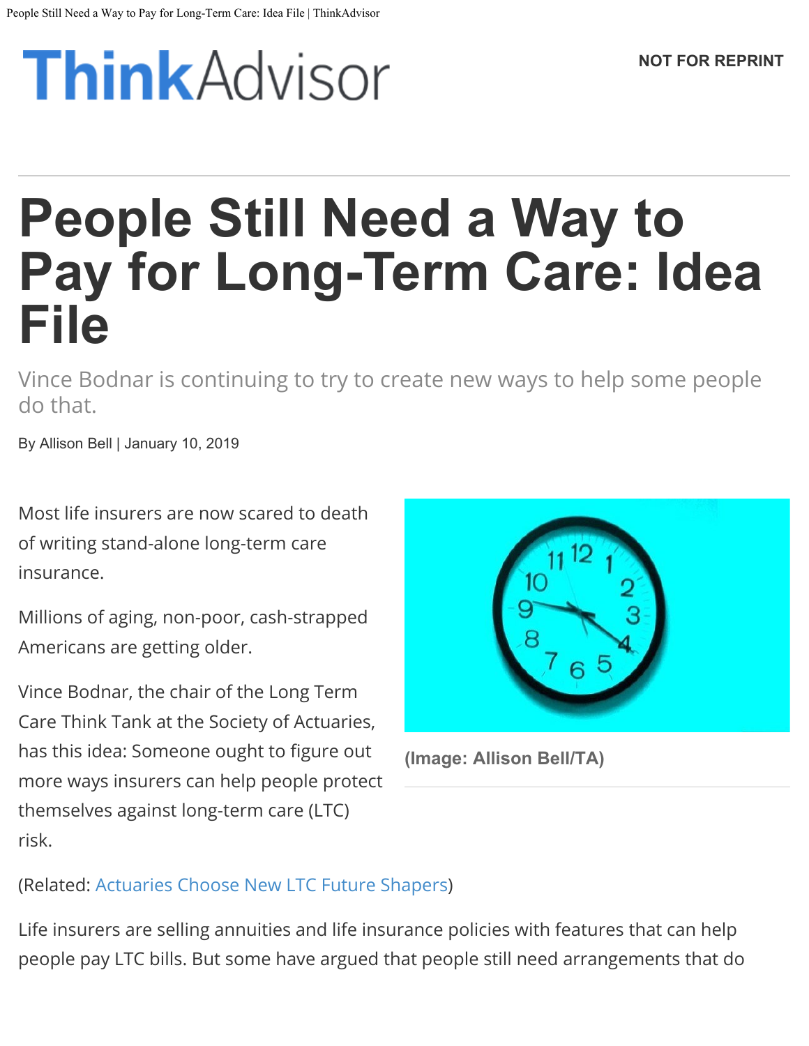# People Still Need a Way to Pay for Long-Term Care: Idea File

Vince Bodnar is continuing to try to create new ways to help some people do that.

By Allison Bell | January 10, 2019

Most life insurers are now scared to death of writing stand-alone long-term care insurance.

Millions of aging, non-poor, cash-strapped Americans are getting older.

Vince Bodnar, the chair of the Long Term Care Think Tank at the Society of Actuaries, has this idea: Someone ought to figure out more ways insurers can help people protect themselves against long-term care (LTC) risk.

(Image: Allison Bell/TA)

(Related: Actuaries Choose New LTC Future Shapers)

Life insurers are selling annuities and life insurance policies with features that can help people pay LTC bills. But some have argued that people still need arrangements that do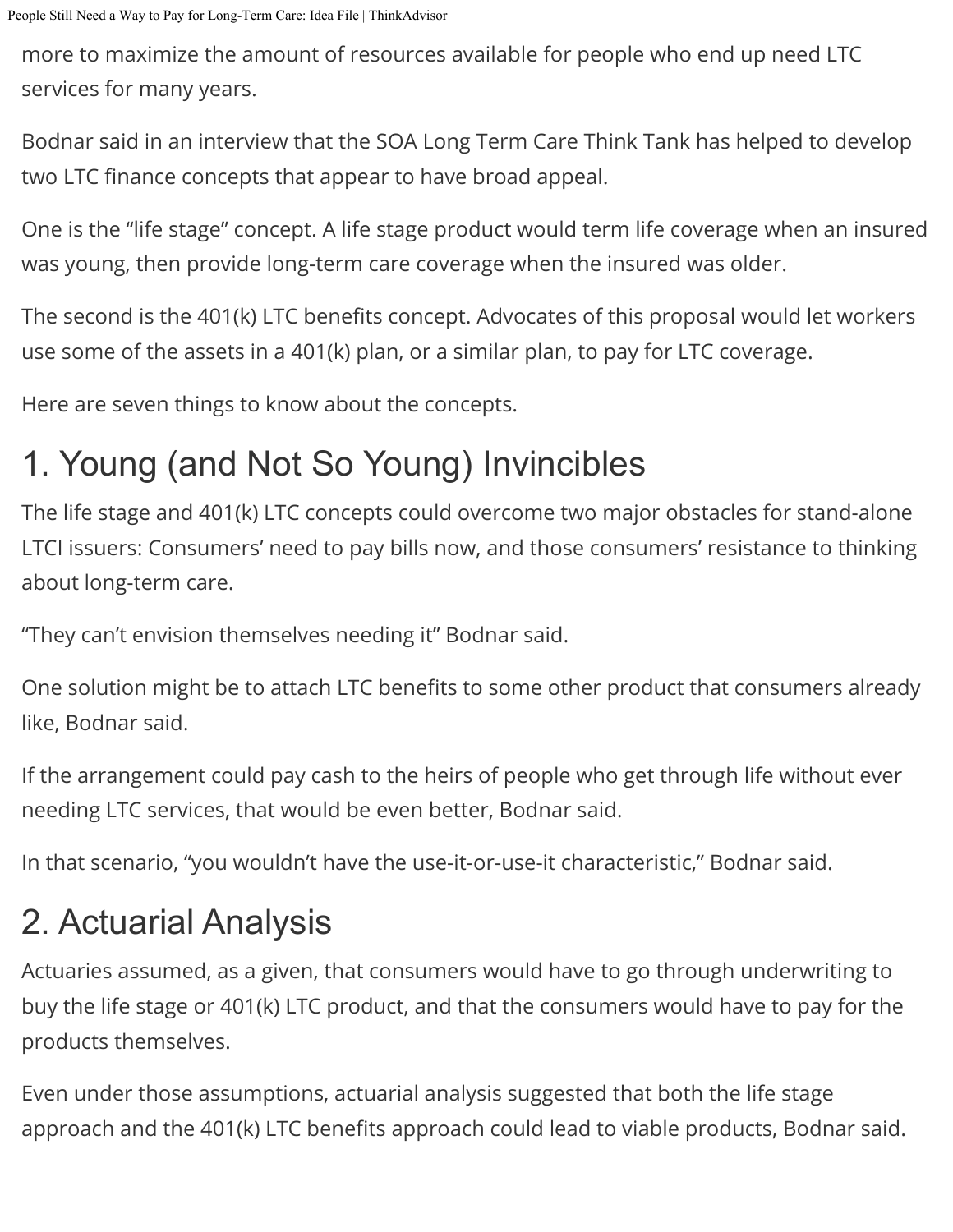more to maximize the amount of resources available for people who end up need LTC services for many years.

Bodnar said in an interview that the SOA Long Term Care Think Tank has helped to develop two LTC finance concepts that appear to have broad appeal.

One is the "life stage" concept. A life stage product would term life coverage when an insured was young, then provide long-term care coverage when the insured was older.

The second is the 401(k) LTC benefits concept. Advocates of this proposal would let workers use some of the assets in a 401(k) plan, or a similar plan, to pay for LTC coverage.

Here are seven things to know about the concepts.

## 1. Young (and Not So Young) Invincibles

The life stage and 401(k) LTC concepts could overcome two major obstacles for stand-alone LTCI issuers: Consumers' need to pay bills now, and those consumers' resistance to thinking about long-term care.

"They can't envision themselves needing it" Bodnar said.

One solution might be to attach LTC benefits to some other product that consumers already like, Bodnar said.

If the arrangement could pay cash to the heirs of people who get through life without ever needing LTC services, that would be even better, Bodnar said.

In that scenario, "you wouldn't have the use-it-or-use-it characteristic," Bodnar said.

## 2. Actuarial Analysis

Actuaries assumed, as a given, that consumers would have to go through underwriting to buy the life stage or 401(k) LTC product, and that the consumers would have to pay for the products themselves.

Even under those assumptions, actuarial analysis suggested that both the life stage approach and the 401(k) LTC benefits approach could lead to viable products, Bodnar said.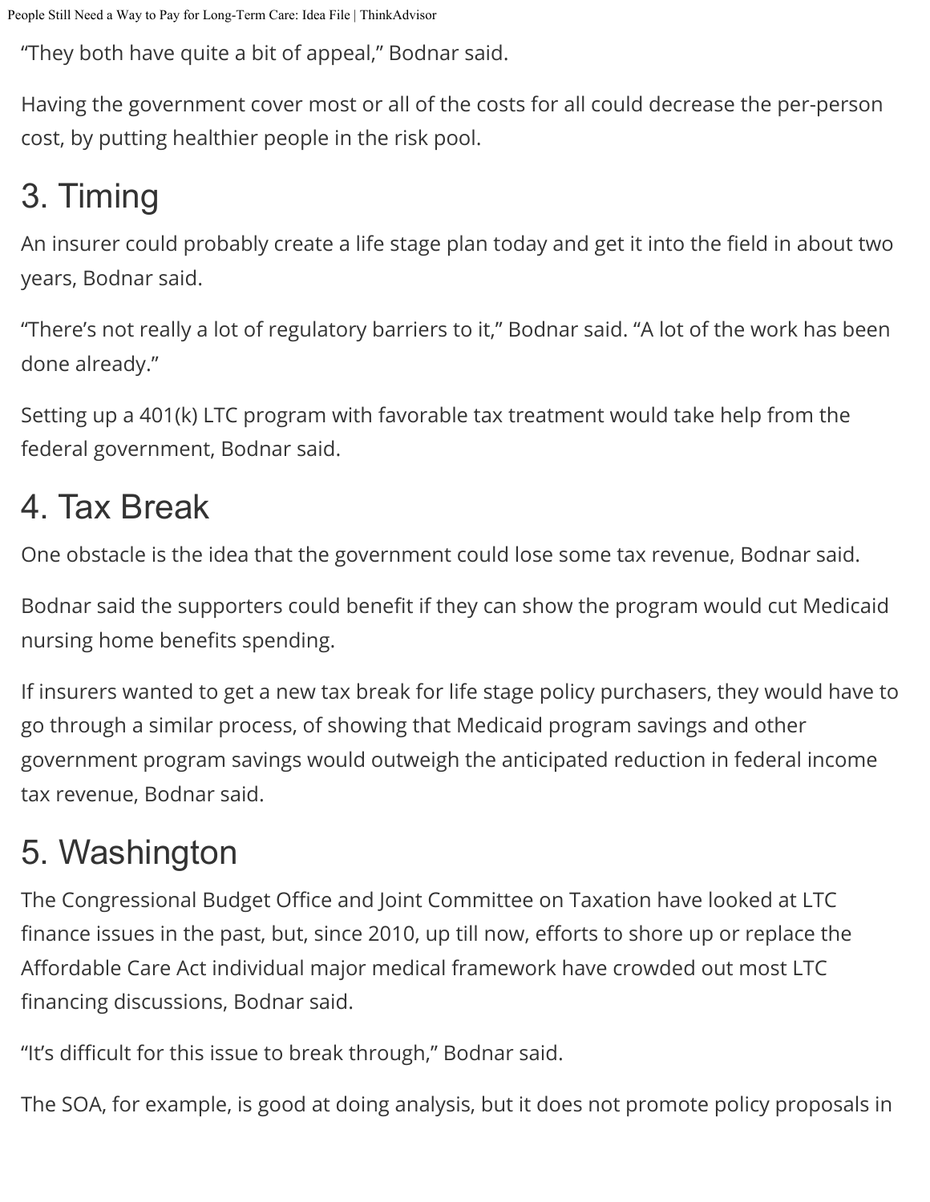"They both have quite a bit of appeal," Bodnar said.

Having the government cover most or all of the costs for all could decrease the per-person cost, by putting healthier people in the risk pool.

## 3. Timing

An insurer could probably create a life stage plan today and get it into the field in about two years, Bodnar said.

"There's not really a lot of regulatory barriers to it," Bodnar said. "A lot of the work has been done already."

Setting up a 401(k) LTC program with favorable tax treatment would take help from the federal government, Bodnar said.

## 4. Tax Break

One obstacle is the idea that the government could lose some tax revenue, Bodnar said.

Bodnar said the supporters could benefit if they can show the program would cut Medicaid nursing home benefits spending.

If insurers wanted to get a new tax break for life stage policy purchasers, they would have to go through a similar process, of showing that Medicaid program savings and other government program savings would outweigh the anticipated reduction in federal income tax revenue, Bodnar said.

## 5. Washington

The Congressional Budget Office and Joint Committee on Taxation have looked at LTC finance issues in the past, but, since 2010, up till now, efforts to shore up or replace the Affordable Care Act individual major medical framework have crowded out most LTC financing discussions, Bodnar said.

"It's difficult for this issue to break through," Bodnar said.

The SOA, for example, is good at doing analysis, but it does not promote policy proposals in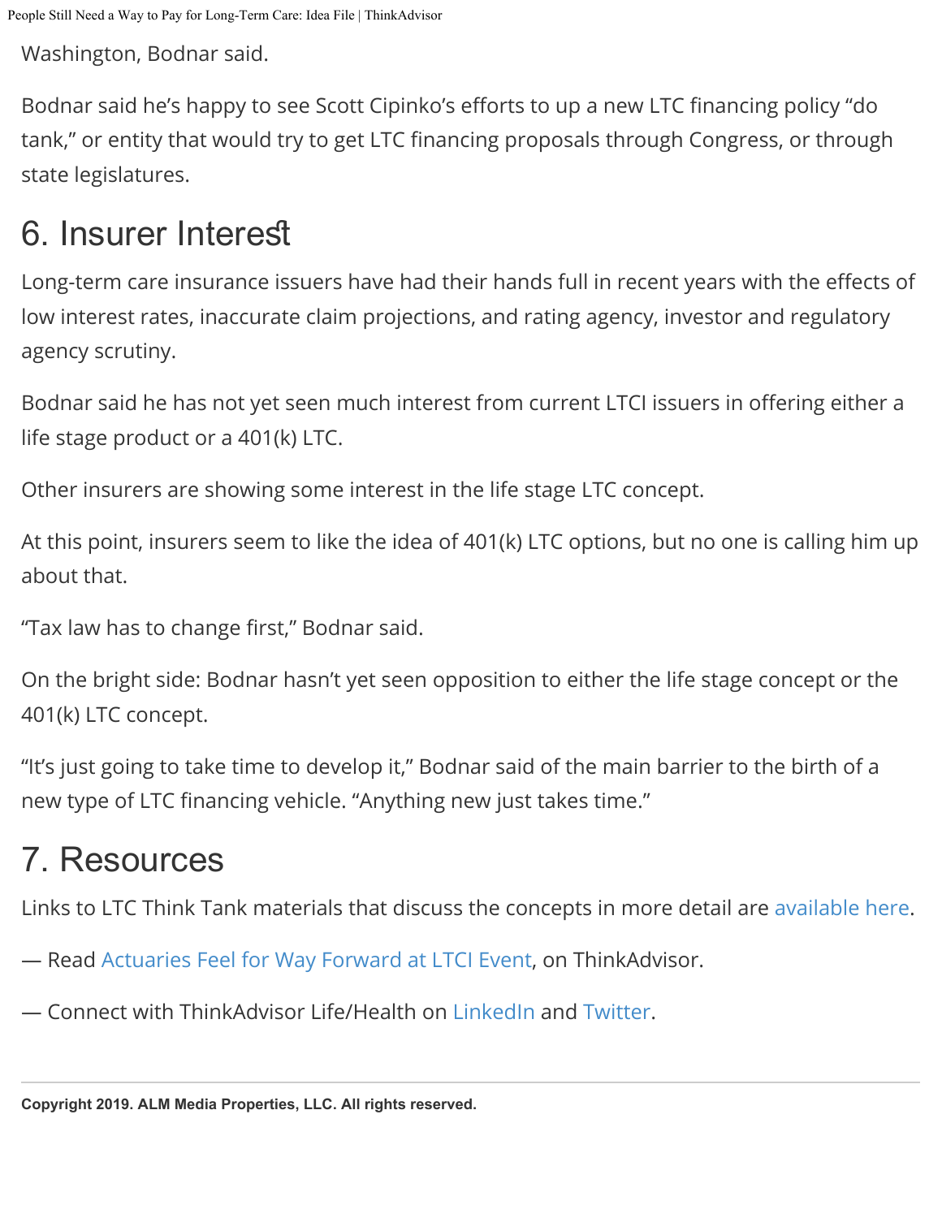Washington, Bodnar said.

Bodnar said he's happy to see Scott Cipinko's efforts to up a new LTC financing policy "do tank," or entity that would try to get LTC financing proposals through Congress, or through state legislatures.

## 6. Insurer Interest

Long-term care insurance issuers have had their hands full in recent years with the effects of low interest rates, inaccurate claim projections, and rating agency, investor and regulatory agency scrutiny.

Bodnar said he has not yet seen much interest from current LTCI issuers in offering either a life stage product or a 401(k) LTC.

Other insurers are showing some interest in the life stage LTC concept.

At this point, insurers seem to like the idea of 401(k) LTC options, but no one is calling him up about that.

"Tax law has to change first," Bodnar said.

On the bright side: Bodnar hasn't yet seen opposition to either the life stage concept or the 401(k) LTC concept.

"It's just going to take time to develop it," Bodnar said of the main barrier to the birth of a new type of LTC financing vehicle. "Anything new just takes time."

## 7. Resources

Links to LTC Think Tank materials that discuss the concepts in more detail are available here.

— Read Actuaries Feel for Way Forward at LTCI Event, on ThinkAdvisor.

— Connect with ThinkAdvisor Life/Health on LinkedIn and Twitter.

**Copyright 2019. ALM Media Properties, LLC. All rights reserved.**